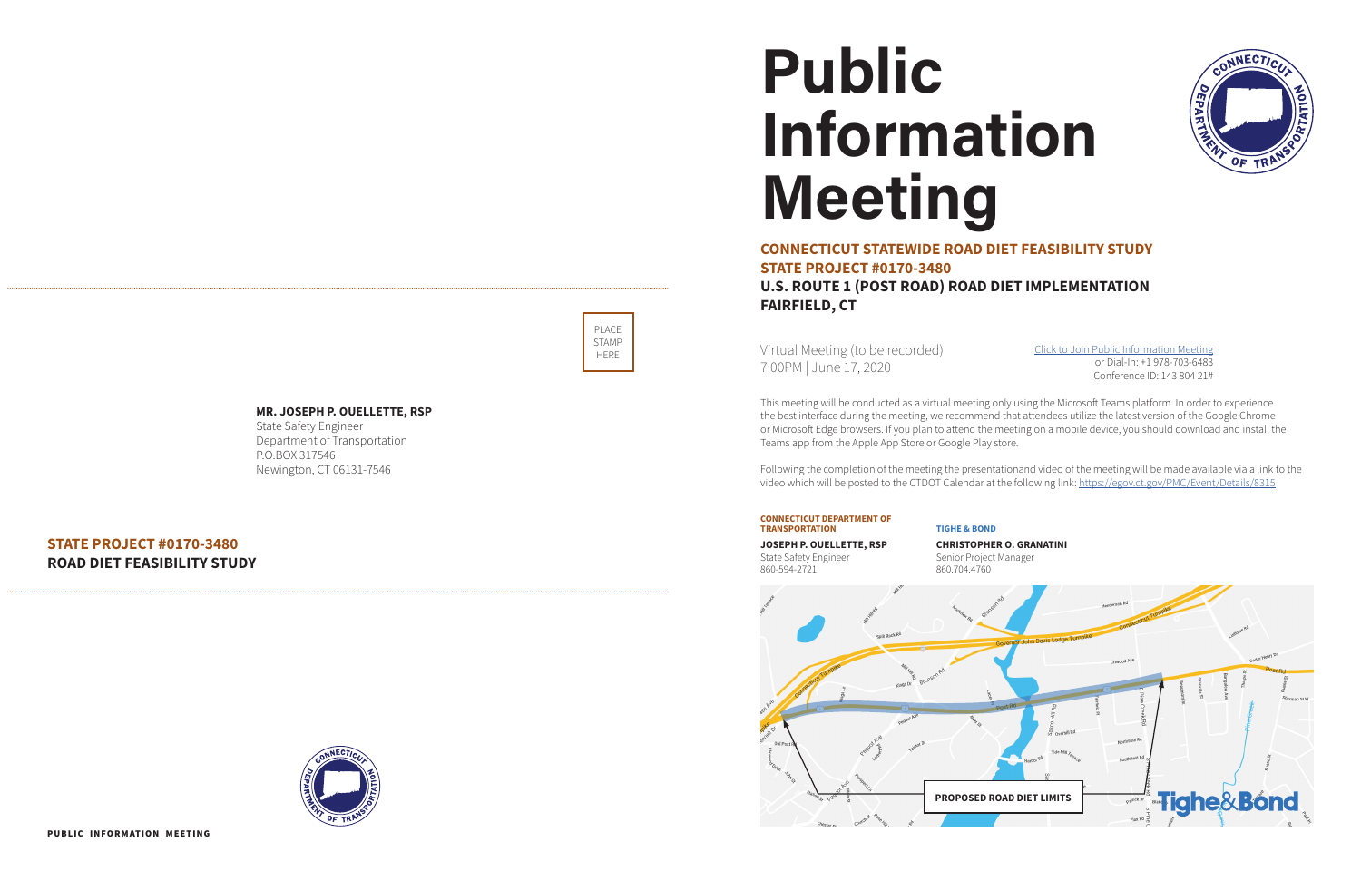PLACE STAMP HERE

**MR. JOSEPH P. OUELLETTE, RSP**
State Safety Engineer
Department of Transportation
P.O.BOX 317546
Newington, CT 06131-7546

## STATE PROJECT #0170-3480
## ROAD DIET FEASIBILITY STUDY

PUBLIC INFORMATION MEETING

# Public Information Meeting

## CONNECTICUT STATEWIDE ROAD DIET FEASIBILITY STUDY
## STATE PROJECT #0170-3480
## U.S. ROUTE 1 (POST ROAD) ROAD DIET IMPLEMENTATION
## FAIRFIELD, CT

Virtual Meeting (to be recorded)
7:00PM | June 17, 2020

Click to Join Public Information Meeting
or Dial-In: +1 978-703-6483
Conference ID: 143 804 21#

This meeting will be conducted as a virtual meeting only using the Microsoft Teams platform. In order to experience the best interface during the meeting, we recommend that attendees utilize the latest version of the Google Chrome or Microsoft Edge browsers. If you plan to attend the meeting on a mobile device, you should download and install the Teams app from the Apple App Store or Google Play store.

Following the completion of the meeting the presentationand video of the meeting will be made available via a link to the video which will be posted to the CTDOT Calendar at the following link: https://egov.ct.gov/PMC/Event/Details/8315

**CONNECTICUT DEPARTMENT OF TRANSPORTATION**

**JOSEPH P. OUELLETTE, RSP**
State Safety Engineer
860-594-2721

**TIGHE & BOND**

**CHRISTOPHER O. GRANATINI**
Senior Project Manager
860.704.4760

PROPOSED ROAD DIET LIMITS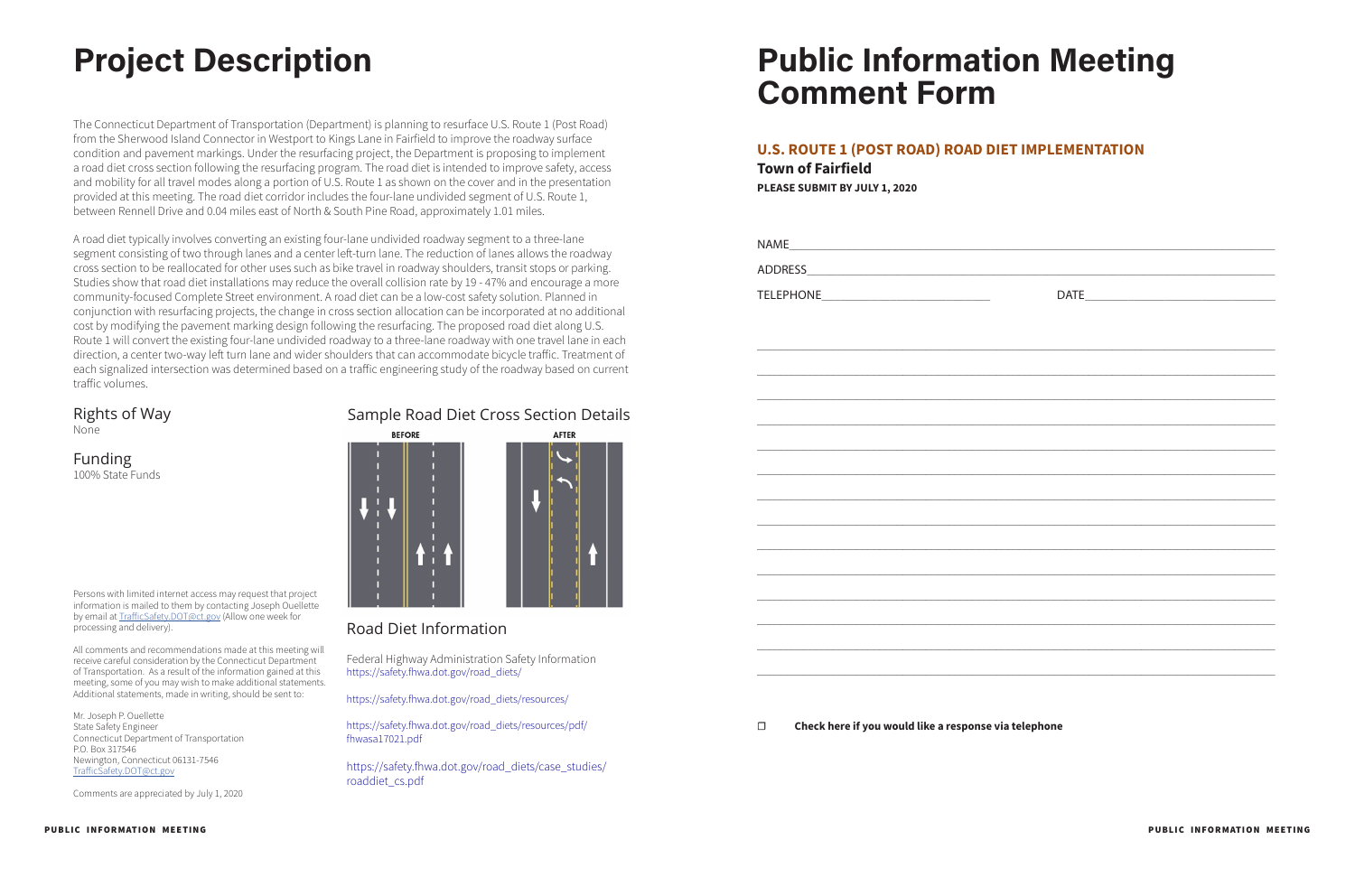# Project Description

The Connecticut Department of Transportation (Department) is planning to resurface U.S. Route 1 (Post Road) from the Sherwood Island Connector in Westport to Kings Lane in Fairfield to improve the roadway surface condition and pavement markings. Under the resurfacing project, the Department is proposing to implement a road diet cross section following the resurfacing program. The road diet is intended to improve safety, access and mobility for all travel modes along a portion of U.S. Route 1 as shown on the cover and in the presentation provided at this meeting. The road diet corridor includes the four-lane undivided segment of U.S. Route 1, between Rennell Drive and 0.04 miles east of North & South Pine Road, approximately 1.01 miles.

A road diet typically involves converting an existing four-lane undivided roadway segment to a three-lane segment consisting of two through lanes and a center left-turn lane. The reduction of lanes allows the roadway cross section to be reallocated for other uses such as bike travel in roadway shoulders, transit stops or parking. Studies show that road diet installations may reduce the overall collision rate by 19 - 47% and encourage a more community-focused Complete Street environment. A road diet can be a low-cost safety solution. Planned in conjunction with resurfacing projects, the change in cross section allocation can be incorporated at no additional cost by modifying the pavement marking design following the resurfacing. The proposed road diet along U.S. Route 1 will convert the existing four-lane undivided roadway to a three-lane roadway with one travel lane in each direction, a center two-way left turn lane and wider shoulders that can accommodate bicycle traffic. Treatment of each signalized intersection was determined based on a traffic engineering study of the roadway based on current traffic volumes.

## Rights of Way

None

## Funding

100% State Funds

## Sample Road Diet Cross Section Details

BEFORE

AFTER

Persons with limited internet access may request that project information is mailed to them by contacting Joseph Ouellette by email at TrafficSafety.DOT@ct.gov (Allow one week for processing and delivery).

All comments and recommendations made at this meeting will receive careful consideration by the Connecticut Department of Transportation. As a result of the information gained at this meeting, some of you may wish to make additional statements. Additional statements, made in writing, should be sent to:

Mr. Joseph P. Ouellette
State Safety Engineer
Connecticut Department of Transportation
P.O. Box 317546
Newington, Connecticut 06131-7546
TrafficSafety.DOT@ct.gov

Comments are appreciated by July 1, 2020

## Road Diet Information

Federal Highway Administration Safety Information
https://safety.fhwa.dot.gov/road_diets/

https://safety.fhwa.dot.gov/road_diets/resources/

https://safety.fhwa.dot.gov/road_diets/resources/pdf/fhwasa17021.pdf

https://safety.fhwa.dot.gov/road_diets/case_studies/roaddiet_cs.pdf

# Public Information Meeting Comment Form

### U.S. ROUTE 1 (POST ROAD) ROAD DIET IMPLEMENTATION

**Town of Fairfield**

**PLEASE SUBMIT BY JULY 1, 2020**

NAME_______________________________________________

ADDRESS____________________________________________

TELEPHONE____________________ DATE____________________

______________________________________________________________

______________________________________________________________

______________________________________________________________

______________________________________________________________

______________________________________________________________

______________________________________________________________

______________________________________________________________

______________________________________________________________

______________________________________________________________

______________________________________________________________

______________________________________________________________

______________________________________________________________

______________________________________________________________

______________________________________________________________

☐ **Check here if you would like a response via telephone**